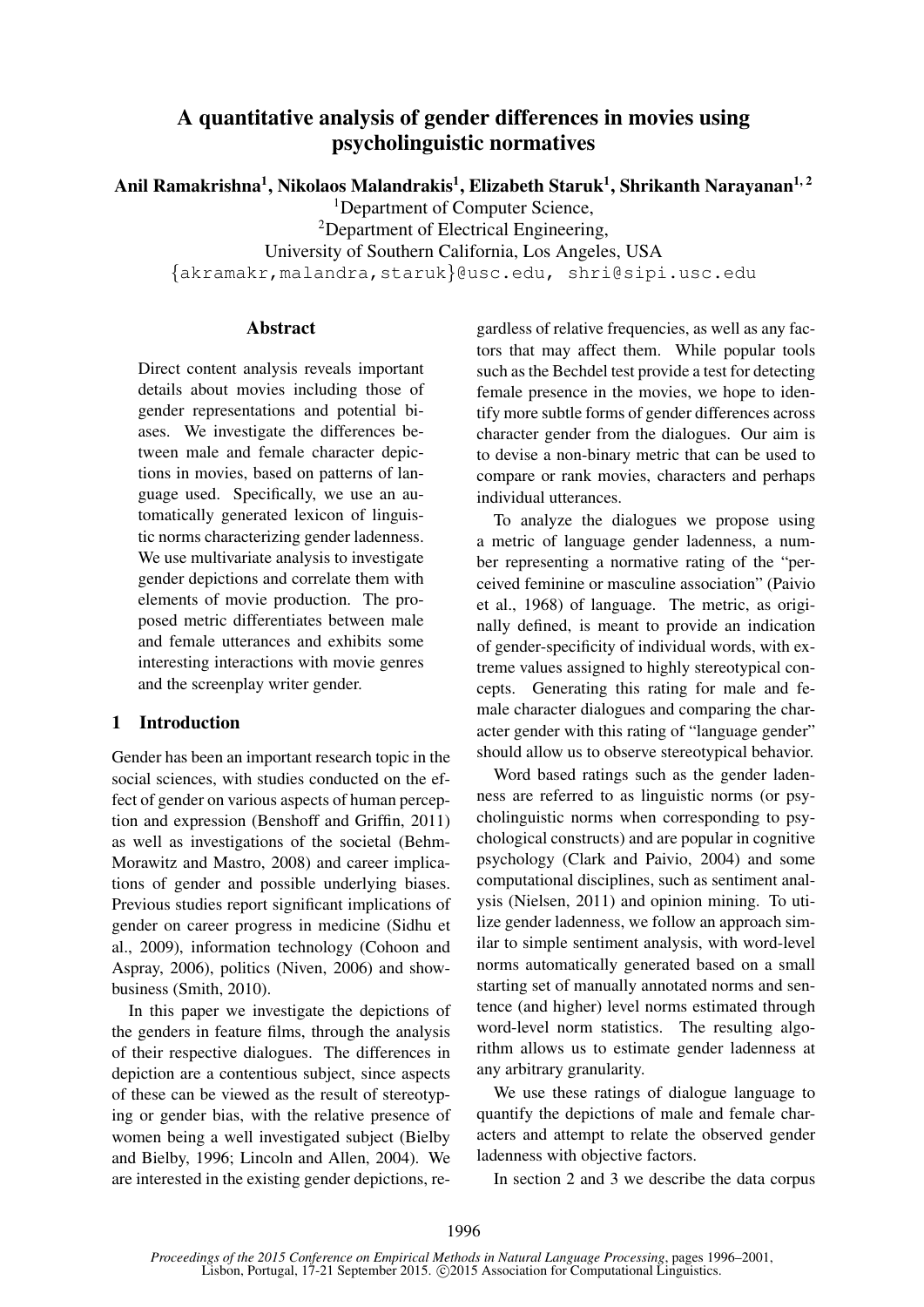# A quantitative analysis of gender differences in movies using psycholinguistic normatives

**Anil Ramakrishna[1], Nikolaos Malandrakis[1], Elizabeth Staruk[1], Shrikanth Narayanan[1, 2]**

[1]Department of Computer Science,
[2]Department of Electrical Engineering,
University of Southern California, Los Angeles, USA
{akramakr,malandra,staruk}@usc.edu, shri@sipi.usc.edu

## Abstract

Direct content analysis reveals important details about movies including those of gender representations and potential biases. We investigate the differences between male and female character depictions in movies, based on patterns of language used. Specifically, we use an automatically generated lexicon of linguistic norms characterizing gender ladenness. We use multivariate analysis to investigate gender depictions and correlate them with elements of movie production. The proposed metric differentiates between male and female utterances and exhibits some interesting interactions with movie genres and the screenplay writer gender.

## 1 Introduction

Gender has been an important research topic in the social sciences, with studies conducted on the effect of gender on various aspects of human perception and expression (Benshoff and Griffin, 2011) as well as investigations of the societal (Behm-Morawitz and Mastro, 2008) and career implications of gender and possible underlying biases. Previous studies report significant implications of gender on career progress in medicine (Sidhu et al., 2009), information technology (Cohoon and Aspray, 2006), politics (Niven, 2006) and show-business (Smith, 2010).

In this paper we investigate the depictions of the genders in feature films, through the analysis of their respective dialogues. The differences in depiction are a contentious subject, since aspects of these can be viewed as the result of stereotyping or gender bias, with the relative presence of women being a well investigated subject (Bielby and Bielby, 1996; Lincoln and Allen, 2004). We are interested in the existing gender depictions, regardless of relative frequencies, as well as any factors that may affect them. While popular tools such as the Bechdel test provide a test for detecting female presence in the movies, we hope to identify more subtle forms of gender differences across character gender from the dialogues. Our aim is to devise a non-binary metric that can be used to compare or rank movies, characters and perhaps individual utterances.

To analyze the dialogues we propose using a metric of language gender ladenness, a number representing a normative rating of the "perceived feminine or masculine association" (Paivio et al., 1968) of language. The metric, as originally defined, is meant to provide an indication of gender-specificity of individual words, with extreme values assigned to highly stereotypical concepts. Generating this rating for male and female character dialogues and comparing the character gender with this rating of "language gender" should allow us to observe stereotypical behavior.

Word based ratings such as the gender ladenness are referred to as linguistic norms (or psycholinguistic norms when corresponding to psychological constructs) and are popular in cognitive psychology (Clark and Paivio, 2004) and some computational disciplines, such as sentiment analysis (Nielsen, 2011) and opinion mining. To utilize gender ladenness, we follow an approach similar to simple sentiment analysis, with word-level norms automatically generated based on a small starting set of manually annotated norms and sentence (and higher) level norms estimated through word-level norm statistics. The resulting algorithm allows us to estimate gender ladenness at any arbitrary granularity.

We use these ratings of dialogue language to quantify the depictions of male and female characters and attempt to relate the observed gender ladenness with objective factors.

In section 2 and 3 we describe the data corpus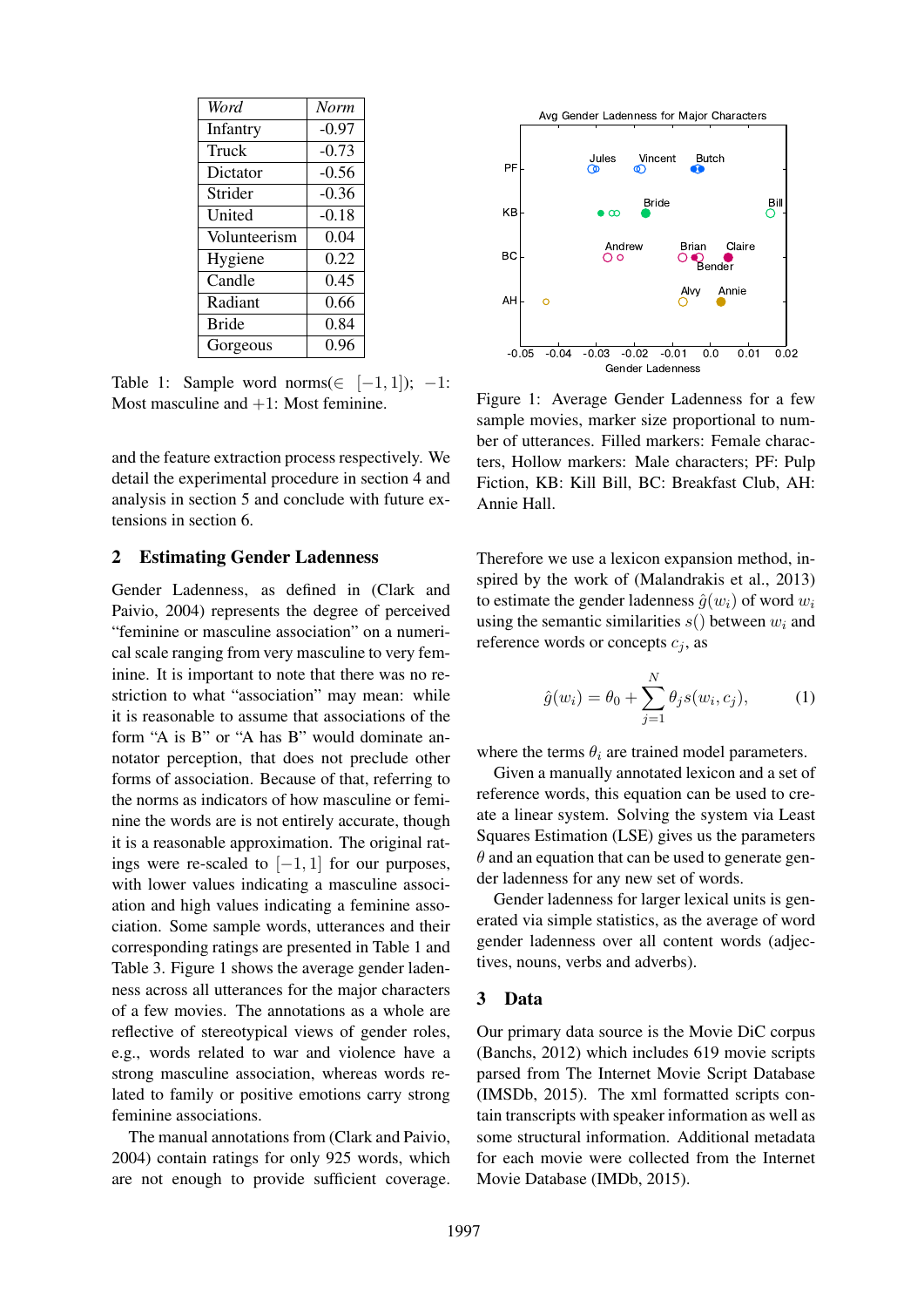| *Word* | *Norm* |
|---|---|
| Infantry | -0.97 |
| Truck | -0.73 |
| Dictator | -0.56 |
| Strider | -0.36 |
| United | -0.18 |
| Volunteerism | 0.04 |
| Hygiene | 0.22 |
| Candle | 0.45 |
| Radiant | 0.66 |
| Bride | 0.84 |
| Gorgeous | 0.96 |

Table 1: Sample word norms($\in [-1, 1]$); $-1$: Most masculine and $+1$: Most feminine.

and the feature extraction process respectively. We detail the experimental procedure in section 4 and analysis in section 5 and conclude with future extensions in section 6.

## 2 Estimating Gender Ladenness

Gender Ladenness, as defined in (Clark and Paivio, 2004) represents the degree of perceived "feminine or masculine association" on a numerical scale ranging from very masculine to very feminine. It is important to note that there was no restriction to what "association" may mean: while it is reasonable to assume that associations of the form "A is B" or "A has B" would dominate annotator perception, that does not preclude other forms of association. Because of that, referring to the norms as indicators of how masculine or feminine the words are is not entirely accurate, though it is a reasonable approximation. The original ratings were re-scaled to $[-1, 1]$ for our purposes, with lower values indicating a masculine association and high values indicating a feminine association. Some sample words, utterances and their corresponding ratings are presented in Table 1 and Table 3. Figure 1 shows the average gender ladenness across all utterances for the major characters of a few movies. The annotations as a whole are reflective of stereotypical views of gender roles, e.g., words related to war and violence have a strong masculine association, whereas words related to family or positive emotions carry strong feminine associations.

The manual annotations from (Clark and Paivio, 2004) contain ratings for only 925 words, which are not enough to provide sufficient coverage.

Figure 1: Average Gender Ladenness for a few sample movies, marker size proportional to number of utterances. Filled markers: Female characters, Hollow markers: Male characters; PF: Pulp Fiction, KB: Kill Bill, BC: Breakfast Club, AH: Annie Hall.

Therefore we use a lexicon expansion method, inspired by the work of (Malandrakis et al., 2013) to estimate the gender ladenness $\hat{g}(w_i)$ of word $w_i$ using the semantic similarities $s()$ between $w_i$ and reference words or concepts $c_j$, as

$$\hat{g}(w_i) = \theta_0 + \sum_{j=1}^{N} \theta_j s(w_i, c_j), \quad (1)$$

where the terms $\theta_i$ are trained model parameters.

Given a manually annotated lexicon and a set of reference words, this equation can be used to create a linear system. Solving the system via Least Squares Estimation (LSE) gives us the parameters $\theta$ and an equation that can be used to generate gender ladenness for any new set of words.

Gender ladenness for larger lexical units is generated via simple statistics, as the average of word gender ladenness over all content words (adjectives, nouns, verbs and adverbs).

## 3 Data

Our primary data source is the Movie DiC corpus (Banchs, 2012) which includes 619 movie scripts parsed from The Internet Movie Script Database (IMSDb, 2015). The xml formatted scripts contain transcripts with speaker information as well as some structural information. Additional metadata for each movie were collected from the Internet Movie Database (IMDb, 2015).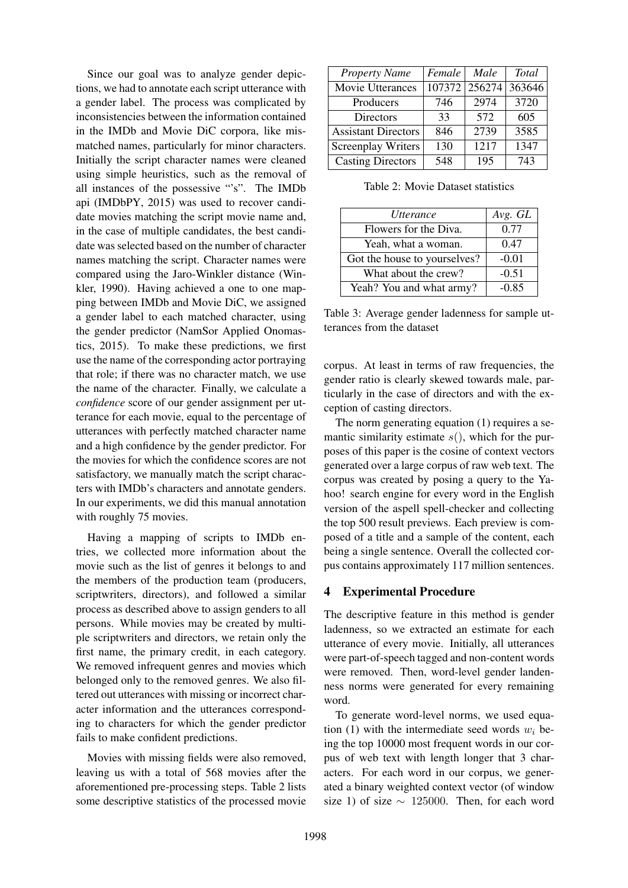Since our goal was to analyze gender depictions, we had to annotate each script utterance with a gender label. The process was complicated by inconsistencies between the information contained in the IMDb and Movie DiC corpora, like mismatched names, particularly for minor characters. Initially the script character names were cleaned using simple heuristics, such as the removal of all instances of the possessive "'s". The IMDb api (IMDbPY, 2015) was used to recover candidate movies matching the script movie name and, in the case of multiple candidates, the best candidate was selected based on the number of character names matching the script. Character names were compared using the Jaro-Winkler distance (Winkler, 1990). Having achieved a one to one mapping between IMDb and Movie DiC, we assigned a gender label to each matched character, using the gender predictor (NamSor Applied Onomastics, 2015). To make these predictions, we first use the name of the corresponding actor portraying that role; if there was no character match, we use the name of the character. Finally, we calculate a *confidence* score of our gender assignment per utterance for each movie, equal to the percentage of utterances with perfectly matched character name and a high confidence by the gender predictor. For the movies for which the confidence scores are not satisfactory, we manually match the script characters with IMDb's characters and annotate genders. In our experiments, we did this manual annotation with roughly 75 movies.

Having a mapping of scripts to IMDb entries, we collected more information about the movie such as the list of genres it belongs to and the members of the production team (producers, scriptwriters, directors), and followed a similar process as described above to assign genders to all persons. While movies may be created by multiple scriptwriters and directors, we retain only the first name, the primary credit, in each category. We removed infrequent genres and movies which belonged only to the removed genres. We also filtered out utterances with missing or incorrect character information and the utterances corresponding to characters for which the gender predictor fails to make confident predictions.

Movies with missing fields were also removed, leaving us with a total of 568 movies after the aforementioned pre-processing steps. Table 2 lists some descriptive statistics of the processed movie corpus. At least in terms of raw frequencies, the gender ratio is clearly skewed towards male, particularly in the case of directors and with the exception of casting directors.

| *Property Name* | *Female* | *Male* | *Total* |
|---|---|---|---|
| Movie Utterances | 107372 | 256274 | 363646 |
| Producers | 746 | 2974 | 3720 |
| Directors | 33 | 572 | 605 |
| Assistant Directors | 846 | 2739 | 3585 |
| Screenplay Writers | 130 | 1217 | 1347 |
| Casting Directors | 548 | 195 | 743 |

Table 2: Movie Dataset statistics

| *Utterance* | *Avg. GL* |
|---|---|
| Flowers for the Diva. | 0.77 |
| Yeah, what a woman. | 0.47 |
| Got the house to yourselves? | -0.01 |
| What about the crew? | -0.51 |
| Yeah? You and what army? | -0.85 |

Table 3: Average gender ladenness for sample utterances from the dataset

The norm generating equation (1) requires a semantic similarity estimate $s()$, which for the purposes of this paper is the cosine of context vectors generated over a large corpus of raw web text. The corpus was created by posing a query to the Yahoo! search engine for every word in the English version of the aspell spell-checker and collecting the top 500 result previews. Each preview is composed of a title and a sample of the content, each being a single sentence. Overall the collected corpus contains approximately 117 million sentences.

## 4 Experimental Procedure

The descriptive feature in this method is gender ladenness, so we extracted an estimate for each utterance of every movie. Initially, all utterances were part-of-speech tagged and non-content words were removed. Then, word-level gender landenness norms were generated for every remaining word.

To generate word-level norms, we used equation (1) with the intermediate seed words $w_i$ being the top 10000 most frequent words in our corpus of web text with length longer that 3 characters. For each word in our corpus, we generated a binary weighted context vector (of window size 1) of size $\sim 125000$. Then, for each word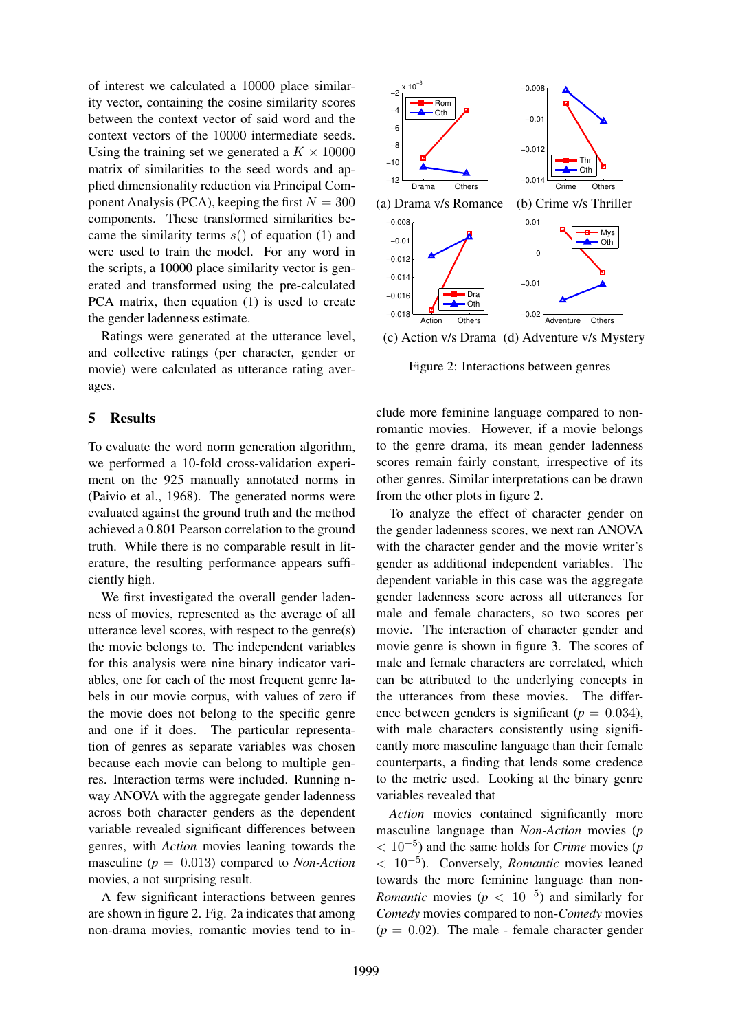of interest we calculated a 10000 place similarity vector, containing the cosine similarity scores between the context vector of said word and the context vectors of the 10000 intermediate seeds. Using the training set we generated a $K \times 10000$ matrix of similarities to the seed words and applied dimensionality reduction via Principal Component Analysis (PCA), keeping the first $N = 300$ components. These transformed similarities became the similarity terms $s()$ of equation (1) and were used to train the model. For any word in the scripts, a 10000 place similarity vector is generated and transformed using the pre-calculated PCA matrix, then equation (1) is used to create the gender ladenness estimate.

Ratings were generated at the utterance level, and collective ratings (per character, gender or movie) were calculated as utterance rating averages.

## 5 Results

To evaluate the word norm generation algorithm, we performed a 10-fold cross-validation experiment on the 925 manually annotated norms in (Paivio et al., 1968). The generated norms were evaluated against the ground truth and the method achieved a 0.801 Pearson correlation to the ground truth. While there is no comparable result in literature, the resulting performance appears sufficiently high.

We first investigated the overall gender ladenness of movies, represented as the average of all utterance level scores, with respect to the genre(s) the movie belongs to. The independent variables for this analysis were nine binary indicator variables, one for each of the most frequent genre labels in our movie corpus, with values of zero if the movie does not belong to the specific genre and one if it does. The particular representation of genres as separate variables was chosen because each movie can belong to multiple genres. Interaction terms were included. Running n-way ANOVA with the aggregate gender ladenness across both character genders as the dependent variable revealed significant differences between genres, with *Action* movies leaning towards the masculine ($p = 0.013$) compared to *Non-Action* movies, a not surprising result.

A few significant interactions between genres are shown in figure 2. Fig. 2a indicates that among non-drama movies, romantic movies tend to include more feminine language compared to non-romantic movies. However, if a movie belongs to the genre drama, its mean gender ladenness scores remain fairly constant, irrespective of its other genres. Similar interpretations can be drawn from the other plots in figure 2.

(a) Drama v/s Romance (b) Crime v/s Thriller

(c) Action v/s Drama (d) Adventure v/s Mystery

Figure 2: Interactions between genres

To analyze the effect of character gender on the gender ladenness scores, we next ran ANOVA with the character gender and the movie writer's gender as additional independent variables. The dependent variable in this case was the aggregate gender ladenness score across all utterances for male and female characters, so two scores per movie. The interaction of character gender and movie genre is shown in figure 3. The scores of male and female characters are correlated, which can be attributed to the underlying concepts in the utterances from these movies. The difference between genders is significant ($p = 0.034$), with male characters consistently using significantly more masculine language than their female counterparts, a finding that lends some credence to the metric used. Looking at the binary genre variables revealed that

*Action* movies contained significantly more masculine language than *Non-Action* movies ($p < 10^{-5}$) and the same holds for *Crime* movies ($p < 10^{-5}$). Conversely, *Romantic* movies leaned towards the more feminine language than non-*Romantic* movies ($p < 10^{-5}$) and similarly for *Comedy* movies compared to non-*Comedy* movies ($p = 0.02$). The male - female character gender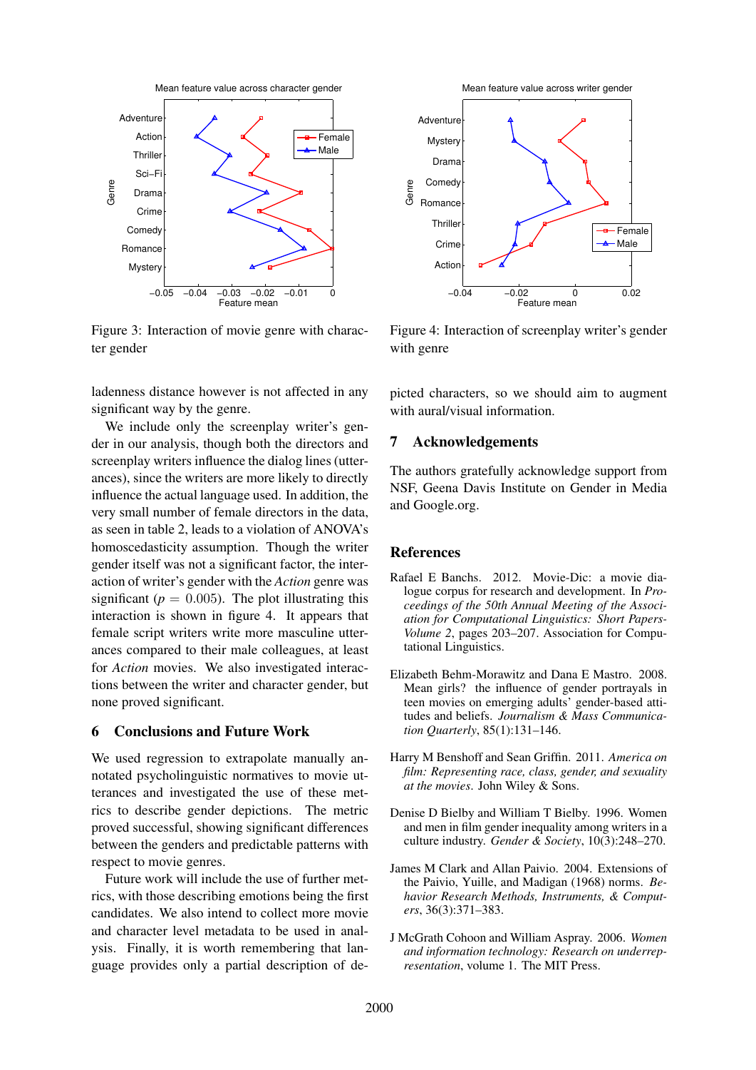Figure 3: Interaction of movie genre with character gender

Figure 4: Interaction of screenplay writer's gender with genre

ladenness distance however is not affected in any significant way by the genre.

We include only the screenplay writer's gender in our analysis, though both the directors and screenplay writers influence the dialog lines (utterances), since the writers are more likely to directly influence the actual language used. In addition, the very small number of female directors in the data, as seen in table 2, leads to a violation of ANOVA's homoscedasticity assumption. Though the writer gender itself was not a significant factor, the interaction of writer's gender with the *Action* genre was significant ($p = 0.005$). The plot illustrating this interaction is shown in figure 4. It appears that female script writers write more masculine utterances compared to their male colleagues, at least for *Action* movies. We also investigated interactions between the writer and character gender, but none proved significant.

## 6 Conclusions and Future Work

We used regression to extrapolate manually annotated psycholinguistic normatives to movie utterances and investigated the use of these metrics to describe gender depictions. The metric proved successful, showing significant differences between the genders and predictable patterns with respect to movie genres.

Future work will include the use of further metrics, with those describing emotions being the first candidates. We also intend to collect more movie and character level metadata to be used in analysis. Finally, it is worth remembering that language provides only a partial description of depicted characters, so we should aim to augment with aural/visual information.

## 7 Acknowledgements

The authors gratefully acknowledge support from NSF, Geena Davis Institute on Gender in Media and Google.org.

## References

Rafael E Banchs. 2012. Movie-Dic: a movie dialogue corpus for research and development. In *Proceedings of the 50th Annual Meeting of the Association for Computational Linguistics: Short Papers-Volume 2*, pages 203–207. Association for Computational Linguistics.

Elizabeth Behm-Morawitz and Dana E Mastro. 2008. Mean girls? the influence of gender portrayals in teen movies on emerging adults' gender-based attitudes and beliefs. *Journalism & Mass Communication Quarterly*, 85(1):131–146.

Harry M Benshoff and Sean Griffin. 2011. *America on film: Representing race, class, gender, and sexuality at the movies.* John Wiley & Sons.

Denise D Bielby and William T Bielby. 1996. Women and men in film gender inequality among writers in a culture industry. *Gender & Society*, 10(3):248–270.

James M Clark and Allan Paivio. 2004. Extensions of the Paivio, Yuille, and Madigan (1968) norms. *Behavior Research Methods, Instruments, & Computers*, 36(3):371–383.

J McGrath Cohoon and William Aspray. 2006. *Women and information technology: Research on underrepresentation*, volume 1. The MIT Press.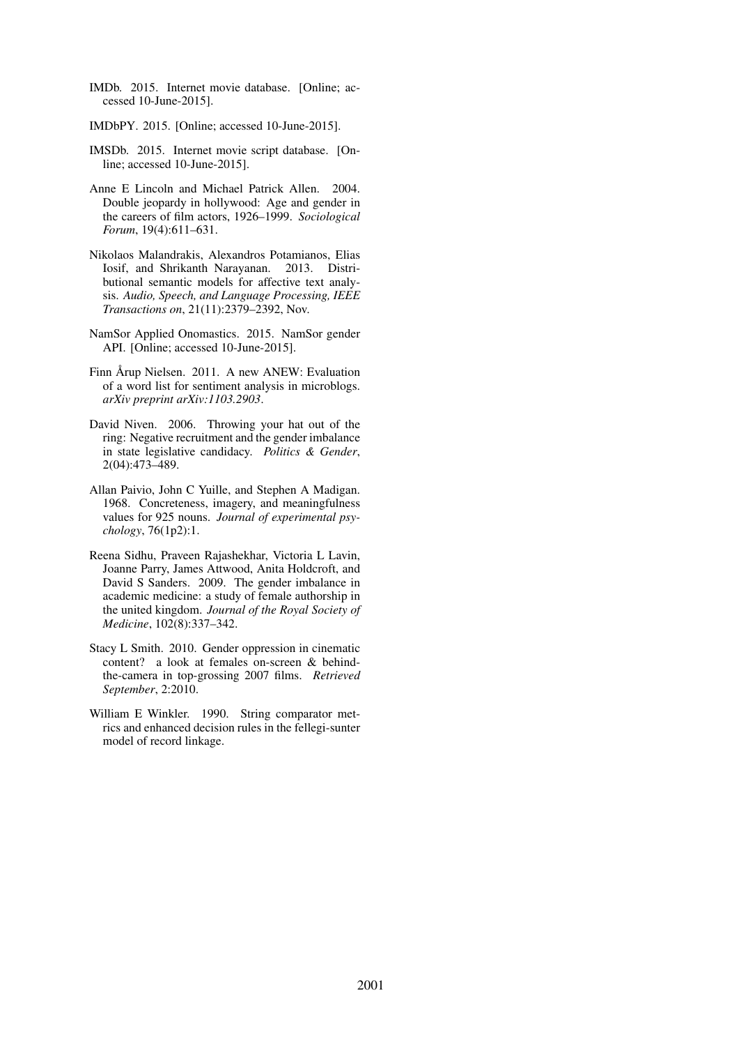IMDb. 2015. Internet movie database. [Online; accessed 10-June-2015].

IMDbPY. 2015. [Online; accessed 10-June-2015].

IMSDb. 2015. Internet movie script database. [Online; accessed 10-June-2015].

Anne E Lincoln and Michael Patrick Allen. 2004. Double jeopardy in hollywood: Age and gender in the careers of film actors, 1926–1999. *Sociological Forum*, 19(4):611–631.

Nikolaos Malandrakis, Alexandros Potamianos, Elias Iosif, and Shrikanth Narayanan. 2013. Distributional semantic models for affective text analysis. *Audio, Speech, and Language Processing, IEEE Transactions on*, 21(11):2379–2392, Nov.

NamSor Applied Onomastics. 2015. NamSor gender API. [Online; accessed 10-June-2015].

Finn Årup Nielsen. 2011. A new ANEW: Evaluation of a word list for sentiment analysis in microblogs. *arXiv preprint arXiv:1103.2903*.

David Niven. 2006. Throwing your hat out of the ring: Negative recruitment and the gender imbalance in state legislative candidacy. *Politics & Gender*, 2(04):473–489.

Allan Paivio, John C Yuille, and Stephen A Madigan. 1968. Concreteness, imagery, and meaningfulness values for 925 nouns. *Journal of experimental psychology*, 76(1p2):1.

Reena Sidhu, Praveen Rajashekhar, Victoria L Lavin, Joanne Parry, James Attwood, Anita Holdcroft, and David S Sanders. 2009. The gender imbalance in academic medicine: a study of female authorship in the united kingdom. *Journal of the Royal Society of Medicine*, 102(8):337–342.

Stacy L Smith. 2010. Gender oppression in cinematic content? a look at females on-screen & behind-the-camera in top-grossing 2007 films. *Retrieved September*, 2:2010.

William E Winkler. 1990. String comparator metrics and enhanced decision rules in the fellegi-sunter model of record linkage.